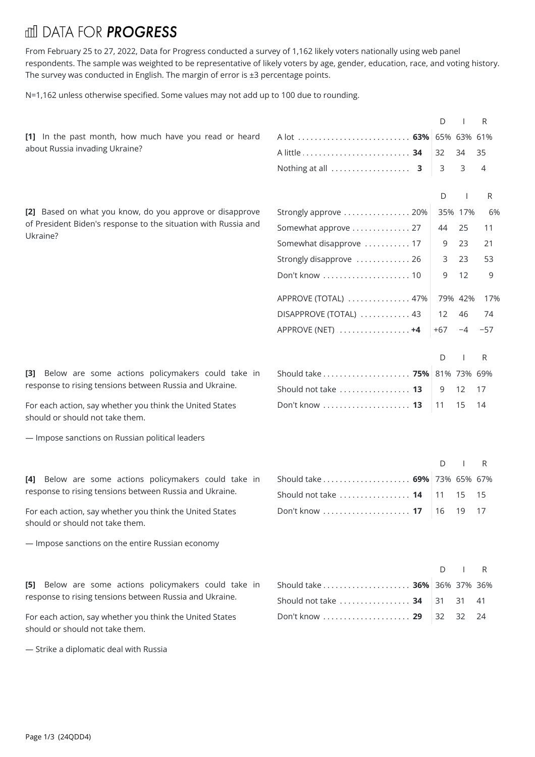# DATA FOR ***PROGRESS***

From February 25 to 27, 2022, Data for Progress conducted a survey of 1,162 likely voters nationally using web panel respondents. The sample was weighted to be representative of likely voters by age, gender, education, race, and voting history. The survey was conducted in English. The margin of error is ±3 percentage points.

N=1,162 unless otherwise specified. Some values may not add up to 100 due to rounding.

**[1]** In the past month, how much have you read or heard about Russia invading Ukraine?

| | Total | D | I | R |
|---|---|---|---|---|
| A lot | **63%** | 65% | 63% | 61% |
| A little | **34** | 32 | 34 | 35 |
| Nothing at all | **3** | 3 | 3 | 4 |

**[2]** Based on what you know, do you approve or disapprove of President Biden's response to the situation with Russia and Ukraine?

| | Total | D | I | R |
|---|---|---|---|---|
| Strongly approve | 20% | 35% | 17% | 6% |
| Somewhat approve | 27 | 44 | 25 | 11 |
| Somewhat disapprove | 17 | 9 | 23 | 21 |
| Strongly disapprove | 26 | 3 | 23 | 53 |
| Don't know | 10 | 9 | 12 | 9 |
| APPROVE (TOTAL) | 47% | 79% | 42% | 17% |
| DISAPPROVE (TOTAL) | 43 | 12 | 46 | 74 |
| APPROVE (NET) | **+4** | +67 | −4 | −57 |

**[3]** Below are some actions policymakers could take in response to rising tensions between Russia and Ukraine.

For each action, say whether you think the United States should or should not take them.

— Impose sanctions on Russian political leaders

| | Total | D | I | R |
|---|---|---|---|---|
| Should take | **75%** | 81% | 73% | 69% |
| Should not take | **13** | 9 | 12 | 17 |
| Don't know | **13** | 11 | 15 | 14 |

**[4]** Below are some actions policymakers could take in response to rising tensions between Russia and Ukraine.

For each action, say whether you think the United States should or should not take them.

— Impose sanctions on the entire Russian economy

| | Total | D | I | R |
|---|---|---|---|---|
| Should take | **69%** | 73% | 65% | 67% |
| Should not take | **14** | 11 | 15 | 15 |
| Don't know | **17** | 16 | 19 | 17 |

**[5]** Below are some actions policymakers could take in response to rising tensions between Russia and Ukraine.

For each action, say whether you think the United States should or should not take them.

— Strike a diplomatic deal with Russia

| | Total | D | I | R |
|---|---|---|---|---|
| Should take | **36%** | 36% | 37% | 36% |
| Should not take | **34** | 31 | 31 | 41 |
| Don't know | **29** | 32 | 32 | 24 |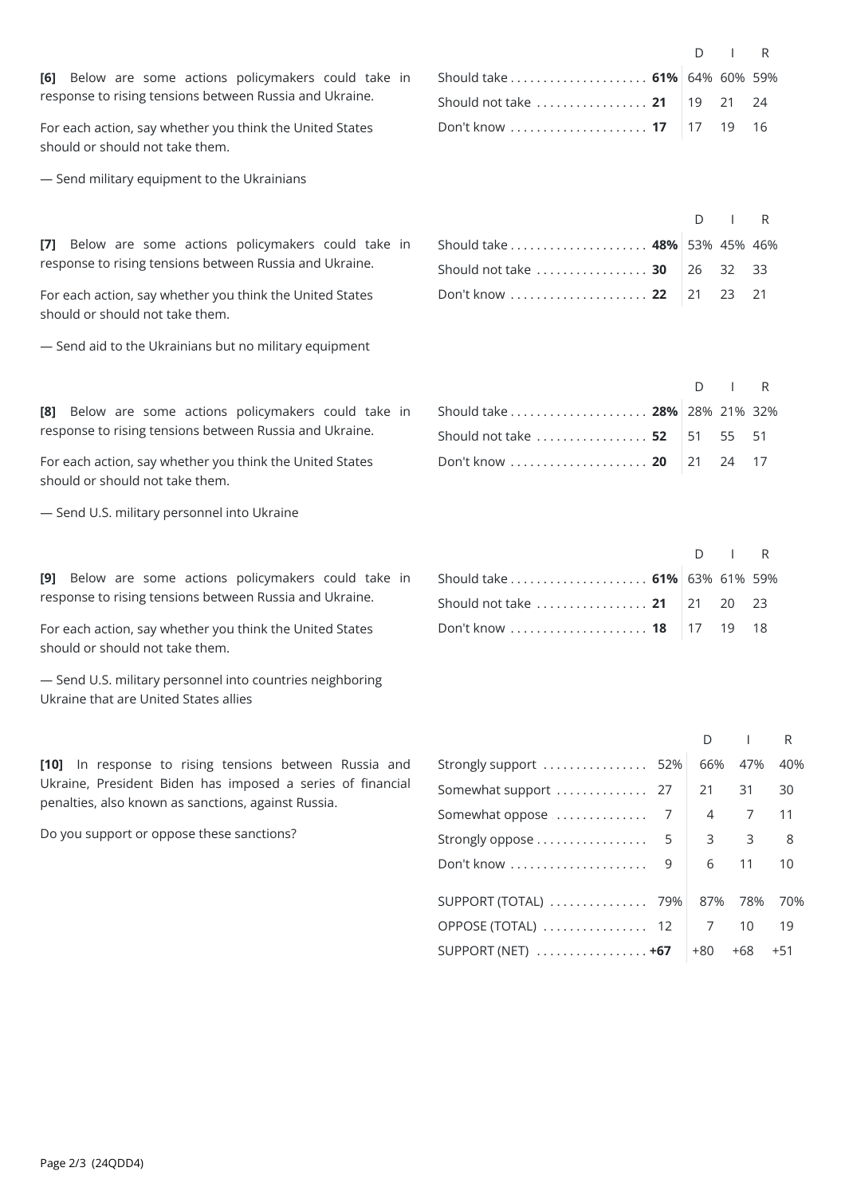**[6]** Below are some actions policymakers could take in response to rising tensions between Russia and Ukraine.

For each action, say whether you think the United States should or should not take them.

— Send military equipment to the Ukrainians

| | | D | I | R |
|---|---|---|---|---|
| Should take | **61%** | 64% | 60% | 59% |
| Should not take | **21** | 19 | 21 | 24 |
| Don't know | **17** | 17 | 19 | 16 |

**[7]** Below are some actions policymakers could take in response to rising tensions between Russia and Ukraine.

For each action, say whether you think the United States should or should not take them.

— Send aid to the Ukrainians but no military equipment

| | | D | I | R |
|---|---|---|---|---|
| Should take | **48%** | 53% | 45% | 46% |
| Should not take | **30** | 26 | 32 | 33 |
| Don't know | **22** | 21 | 23 | 21 |

**[8]** Below are some actions policymakers could take in response to rising tensions between Russia and Ukraine.

For each action, say whether you think the United States should or should not take them.

— Send U.S. military personnel into Ukraine

| | | D | I | R |
|---|---|---|---|---|
| Should take | **28%** | 28% | 21% | 32% |
| Should not take | **52** | 51 | 55 | 51 |
| Don't know | **20** | 21 | 24 | 17 |

**[9]** Below are some actions policymakers could take in response to rising tensions between Russia and Ukraine.

For each action, say whether you think the United States should or should not take them.

— Send U.S. military personnel into countries neighboring Ukraine that are United States allies

| | | D | I | R |
|---|---|---|---|---|
| Should take | **61%** | 63% | 61% | 59% |
| Should not take | **21** | 21 | 20 | 23 |
| Don't know | **18** | 17 | 19 | 18 |

**[10]** In response to rising tensions between Russia and Ukraine, President Biden has imposed a series of financial penalties, also known as sanctions, against Russia.

Do you support or oppose these sanctions?

| | | D | I | R |
|---|---|---|---|---|
| Strongly support | 52% | 66% | 47% | 40% |
| Somewhat support | 27 | 21 | 31 | 30 |
| Somewhat oppose | 7 | 4 | 7 | 11 |
| Strongly oppose | 5 | 3 | 3 | 8 |
| Don't know | 9 | 6 | 11 | 10 |
| SUPPORT (TOTAL) | 79% | 87% | 78% | 70% |
| OPPOSE (TOTAL) | 12 | 7 | 10 | 19 |
| SUPPORT (NET) | **+67** | +80 | +68 | +51 |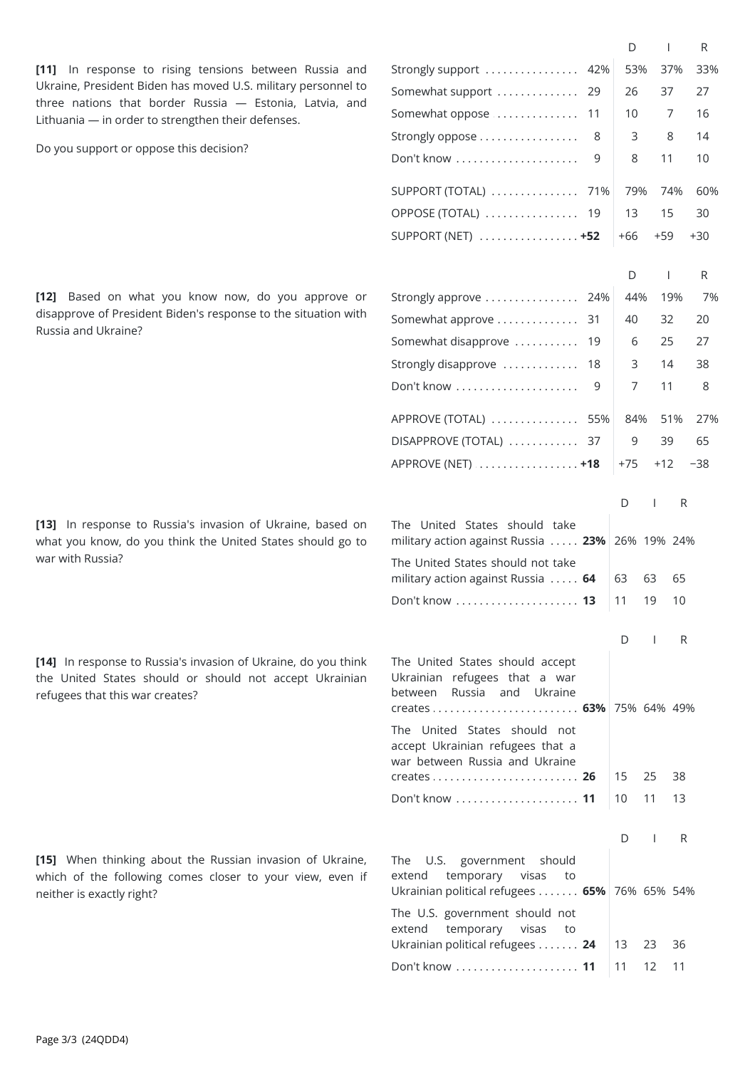**[11]** In response to rising tensions between Russia and Ukraine, President Biden has moved U.S. military personnel to three nations that border Russia — Estonia, Latvia, and Lithuania — in order to strengthen their defenses.

Do you support or oppose this decision?

| | | D | I | R |
|---|---|---|---|---|
| Strongly support | 42% | 53% | 37% | 33% |
| Somewhat support | 29 | 26 | 37 | 27 |
| Somewhat oppose | 11 | 10 | 7 | 16 |
| Strongly oppose | 8 | 3 | 8 | 14 |
| Don't know | 9 | 8 | 11 | 10 |
| SUPPORT (TOTAL) | 71% | 79% | 74% | 60% |
| OPPOSE (TOTAL) | 19 | 13 | 15 | 30 |
| SUPPORT (NET) | **+52** | +66 | +59 | +30 |

**[12]** Based on what you know now, do you approve or disapprove of President Biden's response to the situation with Russia and Ukraine?

| | | D | I | R |
|---|---|---|---|---|
| Strongly approve | 24% | 44% | 19% | 7% |
| Somewhat approve | 31 | 40 | 32 | 20 |
| Somewhat disapprove | 19 | 6 | 25 | 27 |
| Strongly disapprove | 18 | 3 | 14 | 38 |
| Don't know | 9 | 7 | 11 | 8 |
| APPROVE (TOTAL) | 55% | 84% | 51% | 27% |
| DISAPPROVE (TOTAL) | 37 | 9 | 39 | 65 |
| APPROVE (NET) | **+18** | +75 | +12 | −38 |

**[13]** In response to Russia's invasion of Ukraine, based on what you know, do you think the United States should go to war with Russia?

| | | D | I | R |
|---|---|---|---|---|
| The United States should take military action against Russia | **23%** | 26% | 19% | 24% |
| The United States should not take military action against Russia | **64** | 63 | 63 | 65 |
| Don't know | **13** | 11 | 19 | 10 |

**[14]** In response to Russia's invasion of Ukraine, do you think the United States should or should not accept Ukrainian refugees that this war creates?

| | | D | I | R |
|---|---|---|---|---|
| The United States should accept Ukrainian refugees that a war between Russia and Ukraine creates | **63%** | 75% | 64% | 49% |
| The United States should not accept Ukrainian refugees that a war between Russia and Ukraine creates | **26** | 15 | 25 | 38 |
| Don't know | **11** | 10 | 11 | 13 |

**[15]** When thinking about the Russian invasion of Ukraine, which of the following comes closer to your view, even if neither is exactly right?

| | | D | I | R |
|---|---|---|---|---|
| The U.S. government should extend temporary visas to Ukrainian political refugees | **65%** | 76% | 65% | 54% |
| The U.S. government should not extend temporary visas to Ukrainian political refugees | **24** | 13 | 23 | 36 |
| Don't know | **11** | 11 | 12 | 11 |